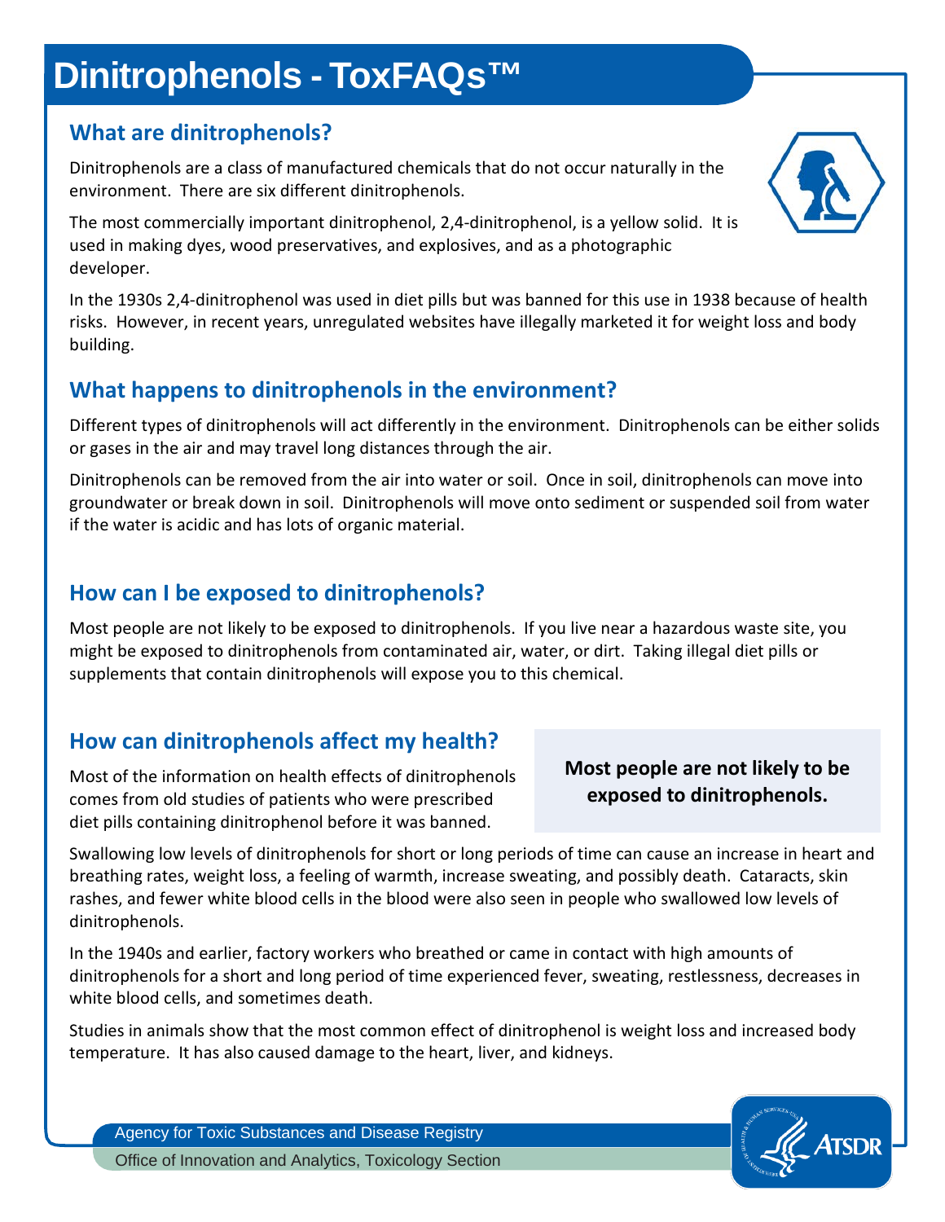# Dinitrophenols - ToxFAQs™

## What are dinitrophenols?

Dinitrophenols are a class of manufactured chemicals that do not occur naturally in the environment. There are six different dinitrophenols.

The most commercially important dinitrophenol, 2,4-dinitrophenol, is a yellow solid. It is used in making dyes, wood preservatives, and explosives, and as a photographic developer.

In the 1930s 2,4-dinitrophenol was used in diet pills but was banned for this use in 1938 because of health risks. However, in recent years, unregulated websites have illegally marketed it for weight loss and body building.

## What happens to dinitrophenols in the environment?

Different types of dinitrophenols will act differently in the environment. Dinitrophenols can be either solids or gases in the air and may travel long distances through the air.

Dinitrophenols can be removed from the air into water or soil. Once in soil, dinitrophenols can move into groundwater or break down in soil. Dinitrophenols will move onto sediment or suspended soil from water if the water is acidic and has lots of organic material.

## How can I be exposed to dinitrophenols?

Most people are not likely to be exposed to dinitrophenols. If you live near a hazardous waste site, you might be exposed to dinitrophenols from contaminated air, water, or dirt. Taking illegal diet pills or supplements that contain dinitrophenols will expose you to this chemical.

## How can dinitrophenols affect my health?

Most of the information on health effects of dinitrophenols comes from old studies of patients who were prescribed diet pills containing dinitrophenol before it was banned.

**Most people are not likely to be exposed to dinitrophenols.**

Swallowing low levels of dinitrophenols for short or long periods of time can cause an increase in heart and breathing rates, weight loss, a feeling of warmth, increase sweating, and possibly death. Cataracts, skin rashes, and fewer white blood cells in the blood were also seen in people who swallowed low levels of dinitrophenols.

In the 1940s and earlier, factory workers who breathed or came in contact with high amounts of dinitrophenols for a short and long period of time experienced fever, sweating, restlessness, decreases in white blood cells, and sometimes death.

Studies in animals show that the most common effect of dinitrophenol is weight loss and increased body temperature. It has also caused damage to the heart, liver, and kidneys.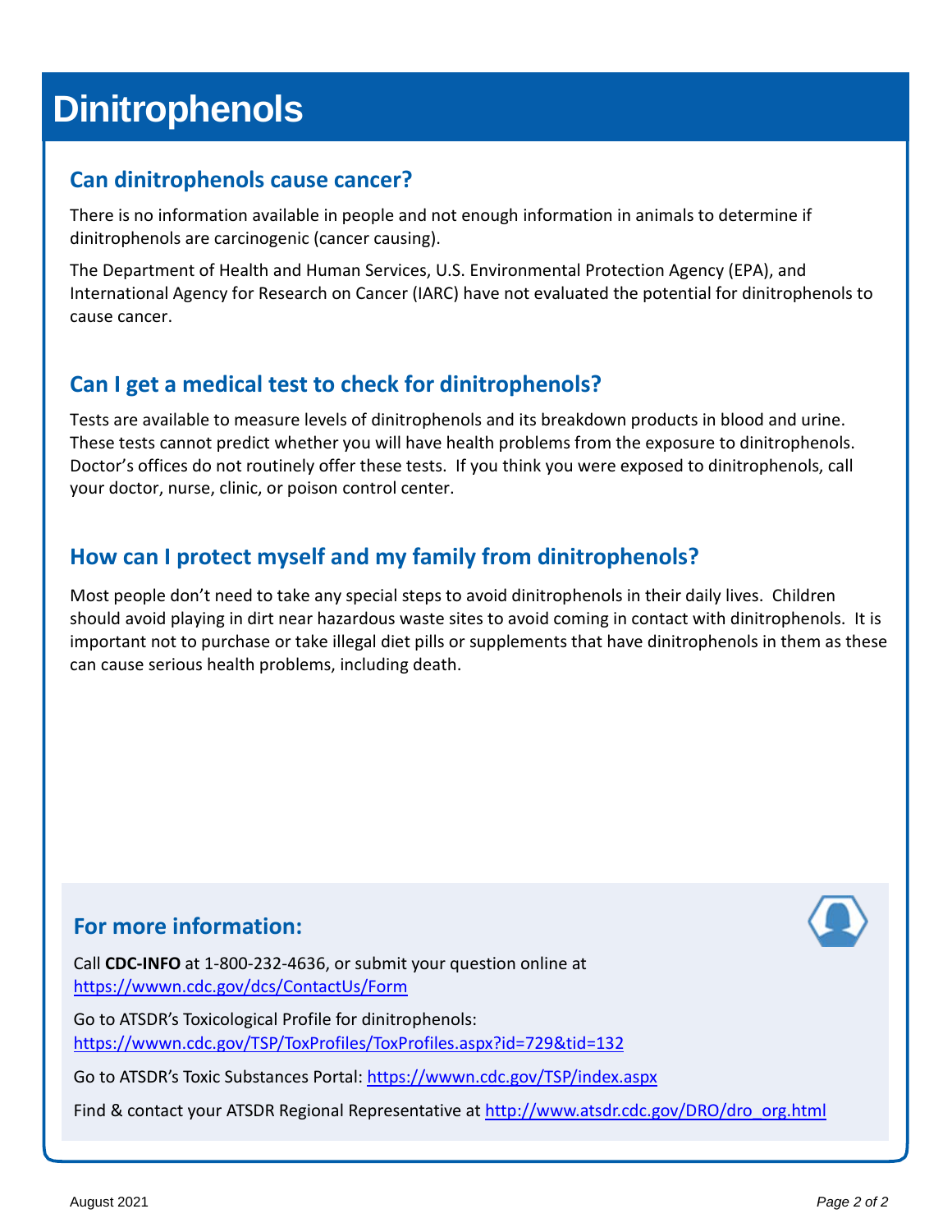# Dinitrophenols

## Can dinitrophenols cause cancer?

There is no information available in people and not enough information in animals to determine if dinitrophenols are carcinogenic (cancer causing).

The Department of Health and Human Services, U.S. Environmental Protection Agency (EPA), and International Agency for Research on Cancer (IARC) have not evaluated the potential for dinitrophenols to cause cancer.

## Can I get a medical test to check for dinitrophenols?

Tests are available to measure levels of dinitrophenols and its breakdown products in blood and urine. These tests cannot predict whether you will have health problems from the exposure to dinitrophenols. Doctor's offices do not routinely offer these tests. If you think you were exposed to dinitrophenols, call your doctor, nurse, clinic, or poison control center.

## How can I protect myself and my family from dinitrophenols?

Most people don't need to take any special steps to avoid dinitrophenols in their daily lives. Children should avoid playing in dirt near hazardous waste sites to avoid coming in contact with dinitrophenols. It is important not to purchase or take illegal diet pills or supplements that have dinitrophenols in them as these can cause serious health problems, including death.

## For more information:

Call **CDC-INFO** at 1-800-232-4636, or submit your question online at https://wwwn.cdc.gov/dcs/ContactUs/Form

Go to ATSDR's Toxicological Profile for dinitrophenols: https://wwwn.cdc.gov/TSP/ToxProfiles/ToxProfiles.aspx?id=729&tid=132

Go to ATSDR's Toxic Substances Portal: https://wwwn.cdc.gov/TSP/index.aspx

Find & contact your ATSDR Regional Representative at http://www.atsdr.cdc.gov/DRO/dro_org.html

August 2021